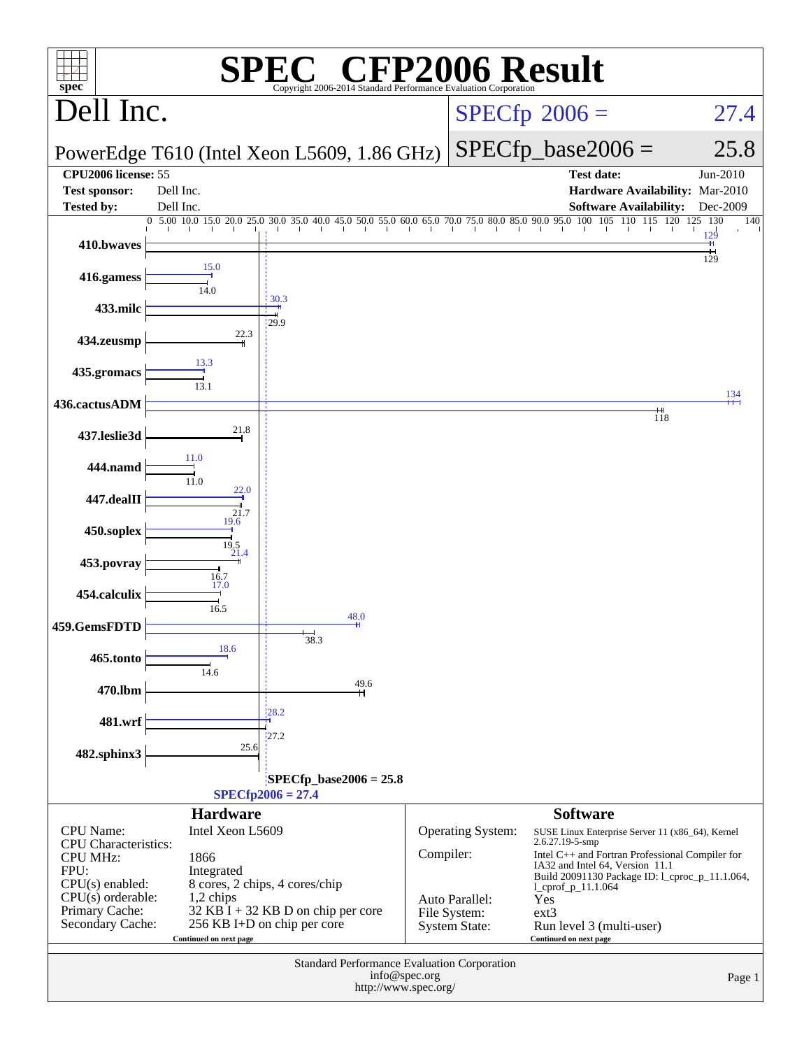# SPEC CFP2006 Result

Copyright 2006-2014 Standard Performance Evaluation Corporation

## Dell Inc.

PowerEdge T610 (Intel Xeon L5609, 1.86 GHz)

SPECfp 2006 = 27.4

SPECfp_base2006 = 25.8

| | | | |
|---|---|---|---|
| **CPU2006 license:** | 55 | **Test date:** | Jun-2010 |
| **Test sponsor:** | Dell Inc. | **Hardware Availability:** | Mar-2010 |
| **Tested by:** | Dell Inc. | **Software Availability:** | Dec-2009 |

| Benchmark | Peak | Base |
|---|---|---|
| 410.bwaves | 129 | 129 |
| 416.gamess | 15.0 | 14.0 |
| 433.milc | 30.3 | 29.9 |
| 434.zeusmp | | 22.3 |
| 435.gromacs | 13.3 | 13.1 |
| 436.cactusADM | 134 | 118 |
| 437.leslie3d | | 21.8 |
| 444.namd | 11.0 | 11.0 |
| 447.dealII | 22.0 | 21.7 |
| 450.soplex | 19.6 | 19.5 |
| 453.povray | 21.4 | 16.7 |
| 454.calculix | 17.0 | 16.5 |
| 459.GemsFDTD | 48.0 | 38.3 |
| 465.tonto | 18.6 | 14.6 |
| 470.lbm | | 49.6 |
| 481.wrf | 28.2 | 27.2 |
| 482.sphinx3 | | 25.6 |

SPECfp_base2006 = 25.8

SPECfp2006 = 27.4

### Hardware

| | |
|---|---|
| CPU Name: | Intel Xeon L5609 |
| CPU Characteristics: | |
| CPU MHz: | 1866 |
| FPU: | Integrated |
| CPU(s) enabled: | 8 cores, 2 chips, 4 cores/chip |
| CPU(s) orderable: | 1,2 chips |
| Primary Cache: | 32 KB I + 32 KB D on chip per core |
| Secondary Cache: | 256 KB I+D on chip per core |

Continued on next page

### Software

| | |
|---|---|
| Operating System: | SUSE Linux Enterprise Server 11 (x86_64), Kernel 2.6.27.19-5-smp |
| Compiler: | Intel C++ and Fortran Professional Compiler for IA32 and Intel 64, Version 11.1 Build 20091130 Package ID: l_cproc_p_11.1.064, l_cprof_p_11.1.064 |
| Auto Parallel: | Yes |
| File System: | ext3 |
| System State: | Run level 3 (multi-user) |

Continued on next page

Standard Performance Evaluation Corporation
info@spec.org
http://www.spec.org/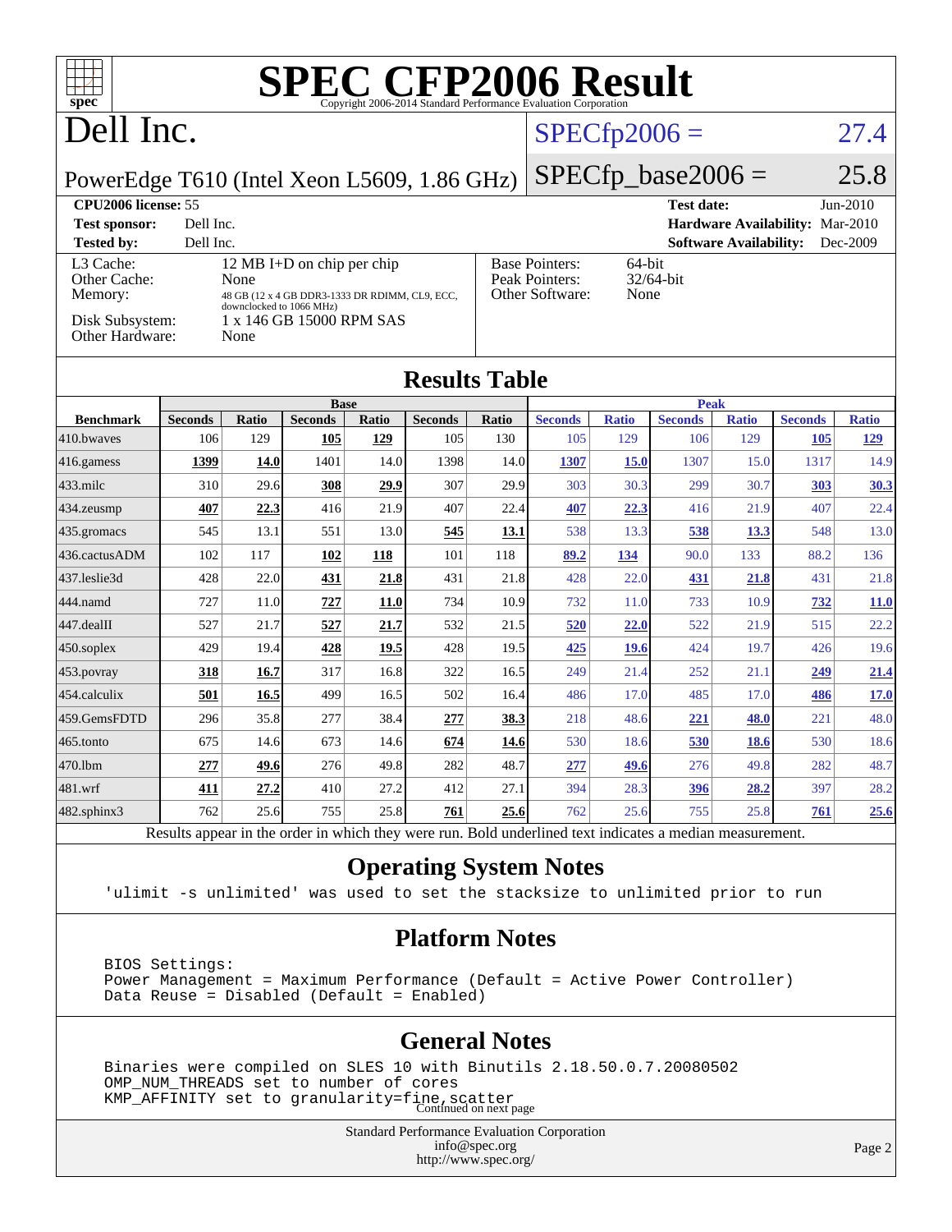# SPEC CFP2006 Result

Copyright 2006-2014 Standard Performance Evaluation Corporation

## Dell Inc.

PowerEdge T610 (Intel Xeon L5609, 1.86 GHz)

SPECfp2006 = 27.4

SPECfp_base2006 = 25.8

| | | | |
|---|---|---|---|
| **CPU2006 license:** 55 | | **Test date:** | Jun-2010 |
| **Test sponsor:** | Dell Inc. | **Hardware Availability:** | Mar-2010 |
| **Tested by:** | Dell Inc. | **Software Availability:** | Dec-2009 |

| | |
|---|---|
| L3 Cache: | 12 MB I+D on chip per chip |
| Other Cache: | None |
| Memory: | 48 GB (12 x 4 GB DDR3-1333 DR RDIMM, CL9, ECC, downclocked to 1066 MHz) |
| Disk Subsystem: | 1 x 146 GB 15000 RPM SAS |
| Other Hardware: | None |

| | |
|---|---|
| Base Pointers: | 64-bit |
| Peak Pointers: | 32/64-bit |
| Other Software: | None |

## Results Table

| Benchmark | Base | | | | | | Peak | | | | | |
|---|---|---|---|---|---|---|---|---|---|---|---|---|
| | Seconds | Ratio | Seconds | Ratio | Seconds | Ratio | Seconds | Ratio | Seconds | Ratio | Seconds | Ratio |
| 410.bwaves | 106 | 129 | **105** | **129** | 105 | 130 | 105 | 129 | 106 | 129 | **105** | **129** |
| 416.gamess | **1399** | **14.0** | 1401 | 14.0 | 1398 | 14.0 | **1307** | **15.0** | 1307 | 15.0 | 1317 | 14.9 |
| 433.milc | 310 | 29.6 | **308** | **29.9** | 307 | 29.9 | 303 | 30.3 | 299 | 30.7 | **303** | **30.3** |
| 434.zeusmp | **407** | **22.3** | 416 | 21.9 | 407 | 22.4 | **407** | **22.3** | 416 | 21.9 | 407 | 22.4 |
| 435.gromacs | 545 | 13.1 | 551 | 13.0 | **545** | **13.1** | 538 | 13.3 | **538** | **13.3** | 548 | 13.0 |
| 436.cactusADM | 102 | 117 | **102** | **118** | 101 | 118 | **89.2** | **134** | 90.0 | 133 | 88.2 | 136 |
| 437.leslie3d | 428 | 22.0 | **431** | **21.8** | 431 | 21.8 | 428 | 22.0 | **431** | **21.8** | 431 | 21.8 |
| 444.namd | 727 | 11.0 | **727** | **11.0** | 734 | 10.9 | 732 | 11.0 | 733 | 10.9 | **732** | **11.0** |
| 447.dealII | 527 | 21.7 | **527** | **21.7** | 532 | 21.5 | **520** | **22.0** | 522 | 21.9 | 515 | 22.2 |
| 450.soplex | 429 | 19.4 | **428** | **19.5** | 428 | 19.5 | **425** | **19.6** | 424 | 19.7 | 426 | 19.6 |
| 453.povray | **318** | **16.7** | 317 | 16.8 | 322 | 16.5 | 249 | 21.4 | 252 | 21.1 | **249** | **21.4** |
| 454.calculix | **501** | **16.5** | 499 | 16.5 | 502 | 16.4 | 486 | 17.0 | 485 | 17.0 | **486** | **17.0** |
| 459.GemsFDTD | 296 | 35.8 | 277 | 38.4 | **277** | **38.3** | 218 | 48.6 | **221** | **48.0** | 221 | 48.0 |
| 465.tonto | 675 | 14.6 | 673 | 14.6 | **674** | **14.6** | 530 | 18.6 | **530** | **18.6** | 530 | 18.6 |
| 470.lbm | **277** | **49.6** | 276 | 49.8 | 282 | 48.7 | **277** | **49.6** | 276 | 49.8 | 282 | 48.7 |
| 481.wrf | **411** | **27.2** | 410 | 27.2 | 412 | 27.1 | 394 | 28.3 | **396** | **28.2** | 397 | 28.2 |
| 482.sphinx3 | 762 | 25.6 | 755 | 25.8 | **761** | **25.6** | 762 | 25.6 | 755 | 25.8 | **761** | **25.6** |

Results appear in the order in which they were run. Bold underlined text indicates a median measurement.

## Operating System Notes

```
'ulimit -s unlimited' was used to set the stacksize to unlimited prior to run
```

## Platform Notes

```
BIOS Settings:
Power Management = Maximum Performance (Default = Active Power Controller)
Data Reuse = Disabled (Default = Enabled)
```

## General Notes

```
Binaries were compiled on SLES 10 with Binutils 2.18.50.0.7.20080502
OMP_NUM_THREADS set to number of cores
KMP_AFFINITY set to granularity=fine,scatter
```

Continued on next page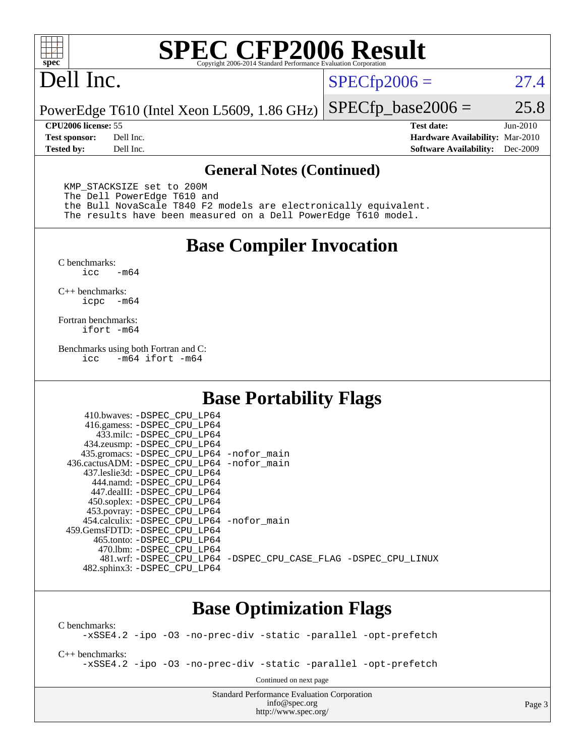# SPEC CFP2006 Result

Copyright 2006-2014 Standard Performance Evaluation Corporation

# Dell Inc.

PowerEdge T610 (Intel Xeon L5609, 1.86 GHz)

SPECfp2006 = 27.4

SPECfp_base2006 = 25.8

| | | | |
|---|---|---|---|
| **CPU2006 license:** 55 | | **Test date:** | Jun-2010 |
| **Test sponsor:** | Dell Inc. | **Hardware Availability:** | Mar-2010 |
| **Tested by:** | Dell Inc. | **Software Availability:** | Dec-2009 |

## General Notes (Continued)

```
KMP_STACKSIZE set to 200M
The Dell PowerEdge T610 and
the Bull NovaScale T840 F2 models are electronically equivalent.
The results have been measured on a Dell PowerEdge T610 model.
```

## Base Compiler Invocation

C benchmarks:
```
icc   -m64
```

C++ benchmarks:
```
icpc  -m64
```

Fortran benchmarks:
```
ifort -m64
```

Benchmarks using both Fortran and C:
```
icc   -m64 ifort -m64
```

## Base Portability Flags

```
     410.bwaves: -DSPEC_CPU_LP64
     416.gamess: -DSPEC_CPU_LP64
       433.milc: -DSPEC_CPU_LP64
     434.zeusmp: -DSPEC_CPU_LP64
    435.gromacs: -DSPEC_CPU_LP64 -nofor_main
 436.cactusADM: -DSPEC_CPU_LP64 -nofor_main
   437.leslie3d: -DSPEC_CPU_LP64
       444.namd: -DSPEC_CPU_LP64
     447.dealII: -DSPEC_CPU_LP64
     450.soplex: -DSPEC_CPU_LP64
     453.povray: -DSPEC_CPU_LP64
   454.calculix: -DSPEC_CPU_LP64 -nofor_main
  459.GemsFDTD: -DSPEC_CPU_LP64
      465.tonto: -DSPEC_CPU_LP64
        470.lbm: -DSPEC_CPU_LP64
        481.wrf: -DSPEC_CPU_LP64 -DSPEC_CPU_CASE_FLAG -DSPEC_CPU_LINUX
    482.sphinx3: -DSPEC_CPU_LP64
```

## Base Optimization Flags

C benchmarks:
```
-xSSE4.2 -ipo -O3 -no-prec-div -static -parallel -opt-prefetch
```

C++ benchmarks:
```
-xSSE4.2 -ipo -O3 -no-prec-div -static -parallel -opt-prefetch
```

Continued on next page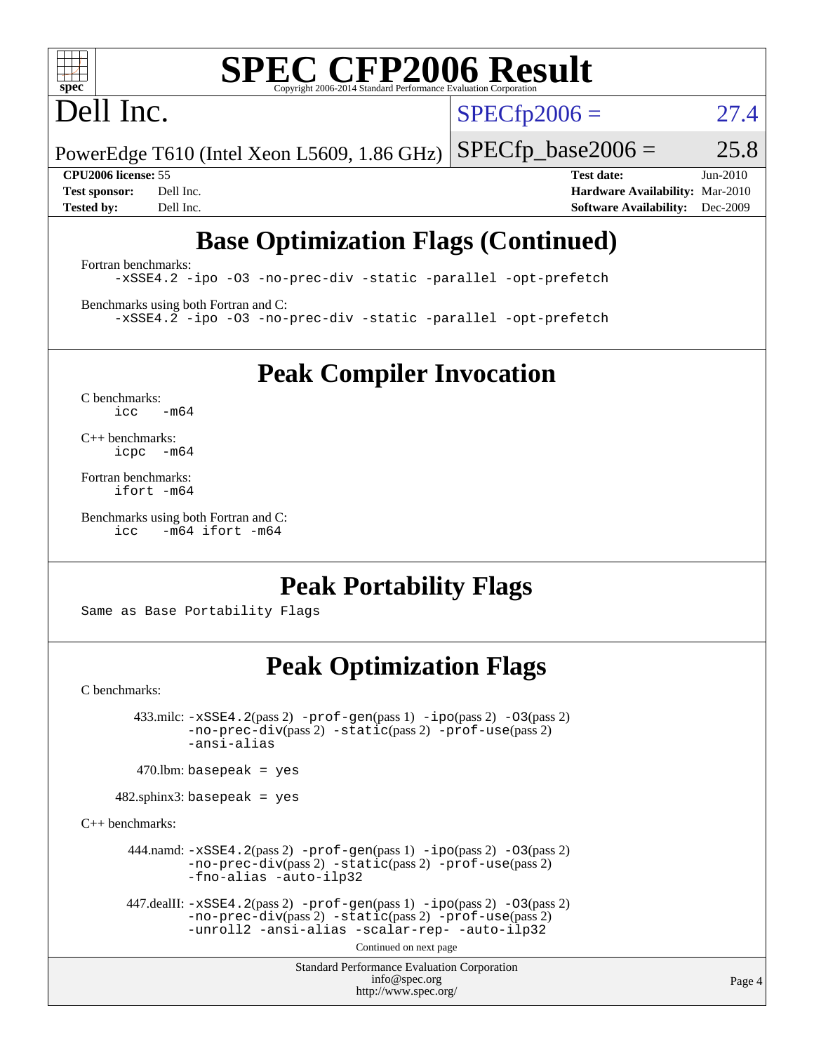# SPEC CFP2006 Result

Copyright 2006-2014 Standard Performance Evaluation Corporation

## Dell Inc.

PowerEdge T610 (Intel Xeon L5609, 1.86 GHz)

SPECfp2006 = 27.4

SPECfp_base2006 = 25.8

| | | | |
|---|---|---|---|
| **CPU2006 license:** | 55 | **Test date:** | Jun-2010 |
| **Test sponsor:** | Dell Inc. | **Hardware Availability:** | Mar-2010 |
| **Tested by:** | Dell Inc. | **Software Availability:** | Dec-2009 |

## Base Optimization Flags (Continued)

Fortran benchmarks:

```
-xSSE4.2 -ipo -O3 -no-prec-div -static -parallel -opt-prefetch
```

Benchmarks using both Fortran and C:

```
-xSSE4.2 -ipo -O3 -no-prec-div -static -parallel -opt-prefetch
```

## Peak Compiler Invocation

C benchmarks:

```
icc   -m64
```

C++ benchmarks:

```
icpc  -m64
```

Fortran benchmarks:

```
ifort -m64
```

Benchmarks using both Fortran and C:

```
icc   -m64 ifort -m64
```

## Peak Portability Flags

Same as Base Portability Flags

## Peak Optimization Flags

C benchmarks:

433.milc: -xSSE4.2(pass 2) -prof-gen(pass 1) -ipo(pass 2) -O3(pass 2) -no-prec-div(pass 2) -static(pass 2) -prof-use(pass 2) -ansi-alias

470.lbm: basepeak = yes

482.sphinx3: basepeak = yes

C++ benchmarks:

444.namd: -xSSE4.2(pass 2) -prof-gen(pass 1) -ipo(pass 2) -O3(pass 2) -no-prec-div(pass 2) -static(pass 2) -prof-use(pass 2) -fno-alias -auto-ilp32

447.dealII: -xSSE4.2(pass 2) -prof-gen(pass 1) -ipo(pass 2) -O3(pass 2) -no-prec-div(pass 2) -static(pass 2) -prof-use(pass 2) -unroll2 -ansi-alias -scalar-rep- -auto-ilp32

Continued on next page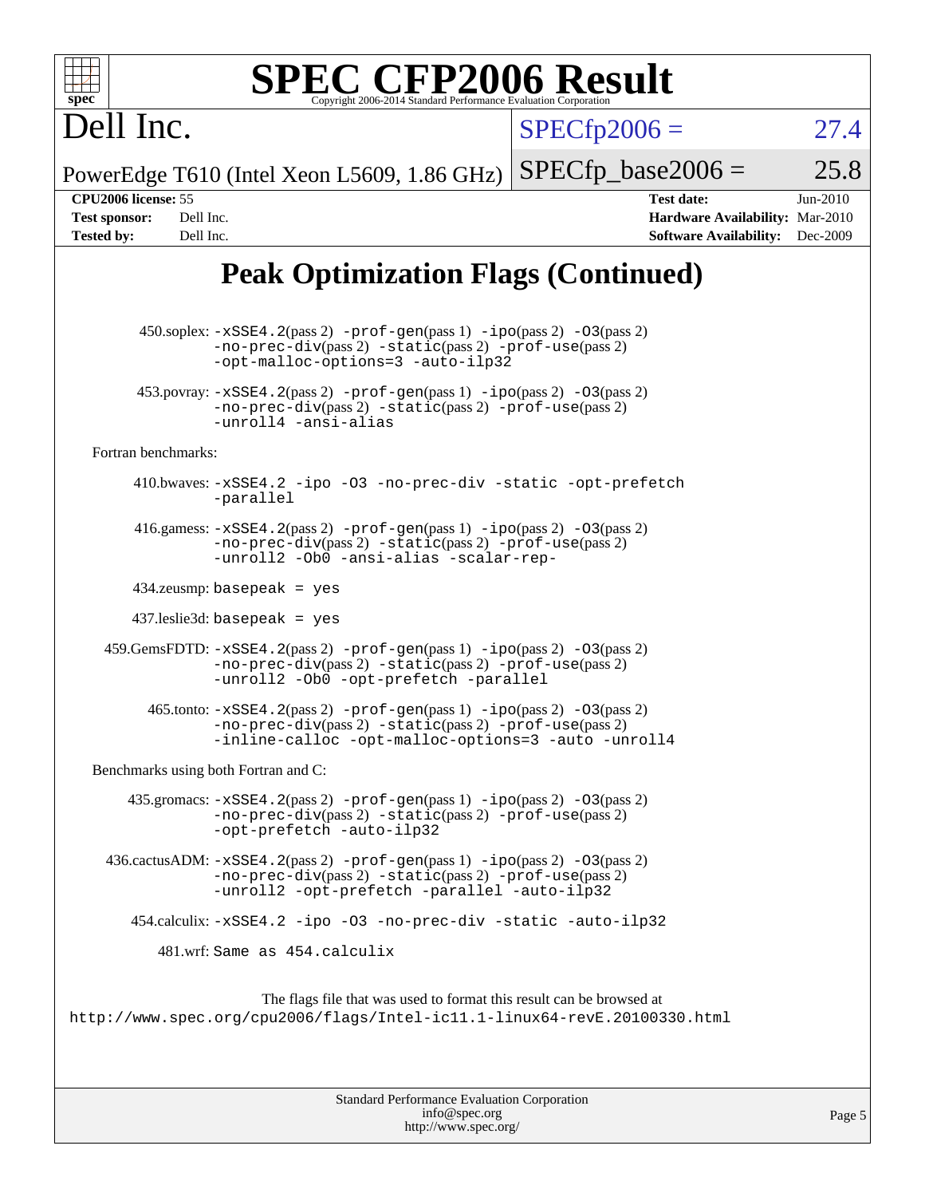# Peak Optimization Flags (Continued)

450.soplex: -xSSE4.2(pass 2) -prof-gen(pass 1) -ipo(pass 2) -O3(pass 2) -no-prec-div(pass 2) -static(pass 2) -prof-use(pass 2) -opt-malloc-options=3 -auto-ilp32

453.povray: -xSSE4.2(pass 2) -prof-gen(pass 1) -ipo(pass 2) -O3(pass 2) -no-prec-div(pass 2) -static(pass 2) -prof-use(pass 2) -unroll4 -ansi-alias

Fortran benchmarks:

410.bwaves: -xSSE4.2 -ipo -O3 -no-prec-div -static -opt-prefetch -parallel

416.gamess: -xSSE4.2(pass 2) -prof-gen(pass 1) -ipo(pass 2) -O3(pass 2) -no-prec-div(pass 2) -static(pass 2) -prof-use(pass 2) -unroll2 -Ob0 -ansi-alias -scalar-rep-

434.zeusmp: basepeak = yes

437.leslie3d: basepeak = yes

459.GemsFDTD: -xSSE4.2(pass 2) -prof-gen(pass 1) -ipo(pass 2) -O3(pass 2) -no-prec-div(pass 2) -static(pass 2) -prof-use(pass 2) -unroll2 -Ob0 -opt-prefetch -parallel

465.tonto: -xSSE4.2(pass 2) -prof-gen(pass 1) -ipo(pass 2) -O3(pass 2) -no-prec-div(pass 2) -static(pass 2) -prof-use(pass 2) -inline-calloc -opt-malloc-options=3 -auto -unroll4

Benchmarks using both Fortran and C:

435.gromacs: -xSSE4.2(pass 2) -prof-gen(pass 1) -ipo(pass 2) -O3(pass 2) -no-prec-div(pass 2) -static(pass 2) -prof-use(pass 2) -opt-prefetch -auto-ilp32

436.cactusADM: -xSSE4.2(pass 2) -prof-gen(pass 1) -ipo(pass 2) -O3(pass 2) -no-prec-div(pass 2) -static(pass 2) -prof-use(pass 2) -unroll2 -opt-prefetch -parallel -auto-ilp32

454.calculix: -xSSE4.2 -ipo -O3 -no-prec-div -static -auto-ilp32

481.wrf: Same as 454.calculix

The flags file that was used to format this result can be browsed at
http://www.spec.org/cpu2006/flags/Intel-ic11.1-linux64-revE.20100330.html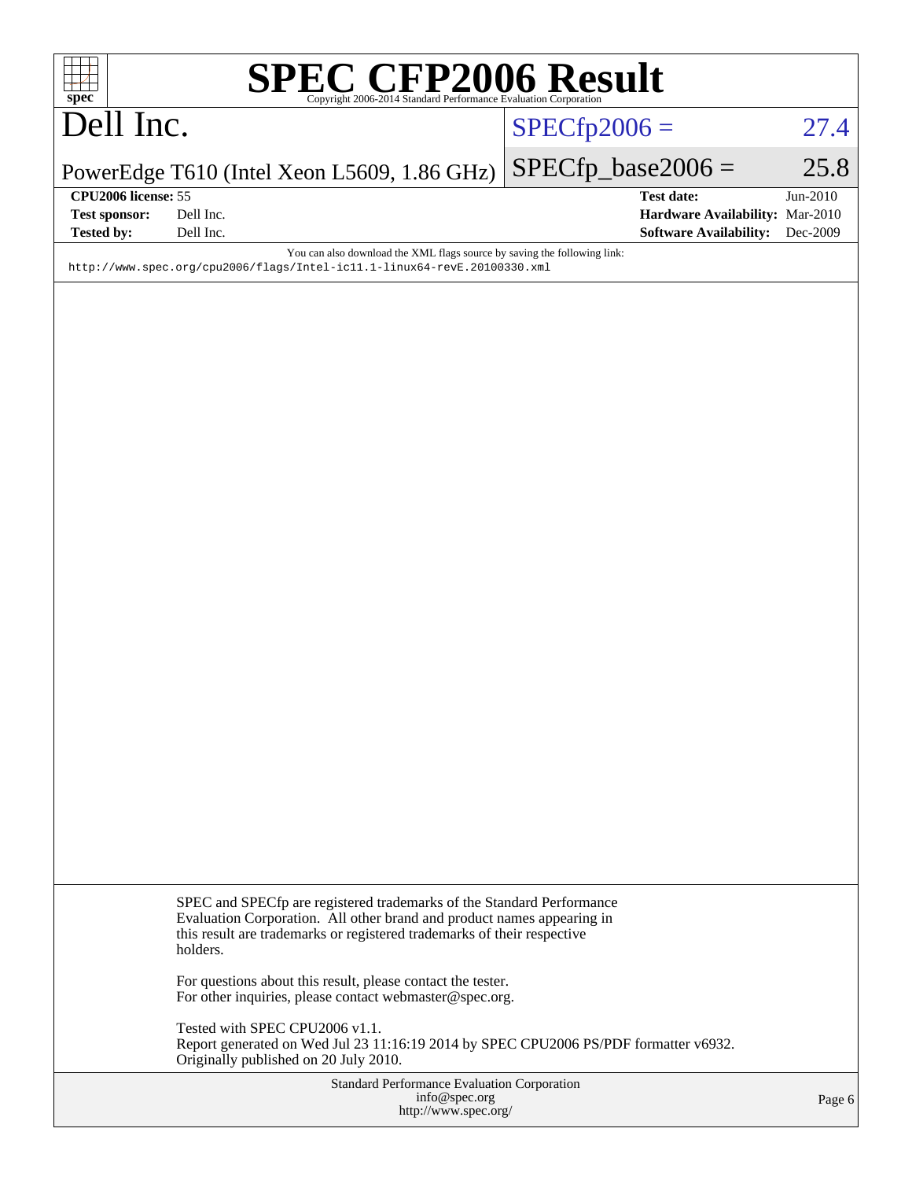You can also download the XML flags source by saving the following link:
http://www.spec.org/cpu2006/flags/Intel-ic11.1-linux64-revE.20100330.xml

SPEC and SPECfp are registered trademarks of the Standard Performance Evaluation Corporation. All other brand and product names appearing in this result are trademarks or registered trademarks of their respective holders.

For questions about this result, please contact the tester.
For other inquiries, please contact webmaster@spec.org.

Tested with SPEC CPU2006 v1.1.
Report generated on Wed Jul 23 11:16:19 2014 by SPEC CPU2006 PS/PDF formatter v6932.
Originally published on 20 July 2010.